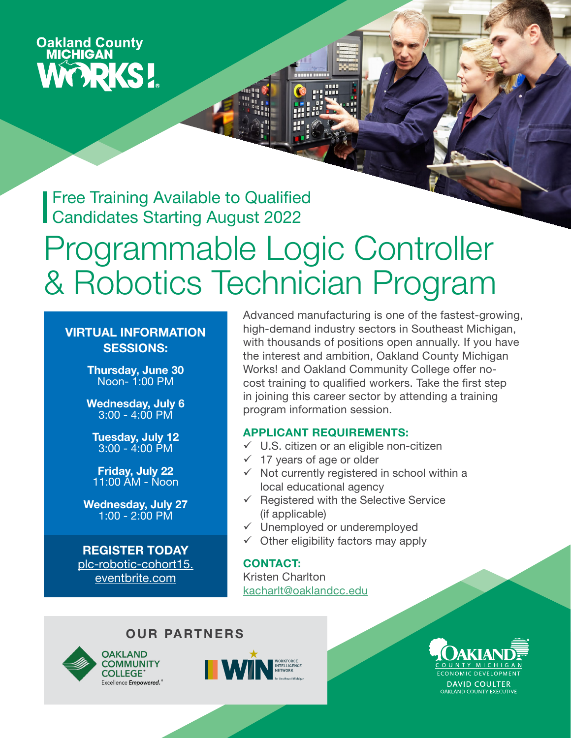Oakland County MICHIGAN WORKS!

Free Training Available to Qualified Candidates Starting August 2022

# Programmable Logic Controller & Robotics Technician Program

**VIRTUAL INFORMATION SESSIONS:**

**Thursday, June 30**
Noon- 1:00 PM

**Wednesday, July 6**
3:00 - 4:00 PM

**Tuesday, July 12**
3:00 - 4:00 PM

**Friday, July 22**
11:00 AM - Noon

**Wednesday, July 27**
1:00 - 2:00 PM

**REGISTER TODAY**
plc-robotic-cohort15.eventbrite.com

Advanced manufacturing is one of the fastest-growing, high-demand industry sectors in Southeast Michigan, with thousands of positions open annually. If you have the interest and ambition, Oakland County Michigan Works! and Oakland Community College offer no-cost training to qualified workers. Take the first step in joining this career sector by attending a training program information session.

**APPLICANT REQUIREMENTS:**

- ✓ U.S. citizen or an eligible non-citizen
- ✓ 17 years of age or older
- ✓ Not currently registered in school within a local educational agency
- ✓ Registered with the Selective Service (if applicable)
- ✓ Unemployed or underemployed
- ✓ Other eligibility factors may apply

**CONTACT:**
Kristen Charlton
kacharlt@oaklandcc.edu

**OUR PARTNERS**

OAKLAND COMMUNITY COLLEGE® Excellence *Empowered.*®

WIN WORKFORCE INTELLIGENCE NETWORK for Southeast Michigan

OAKLAND COUNTY MICHIGAN ECONOMIC DEVELOPMENT
DAVID COULTER
OAKLAND COUNTY EXECUTIVE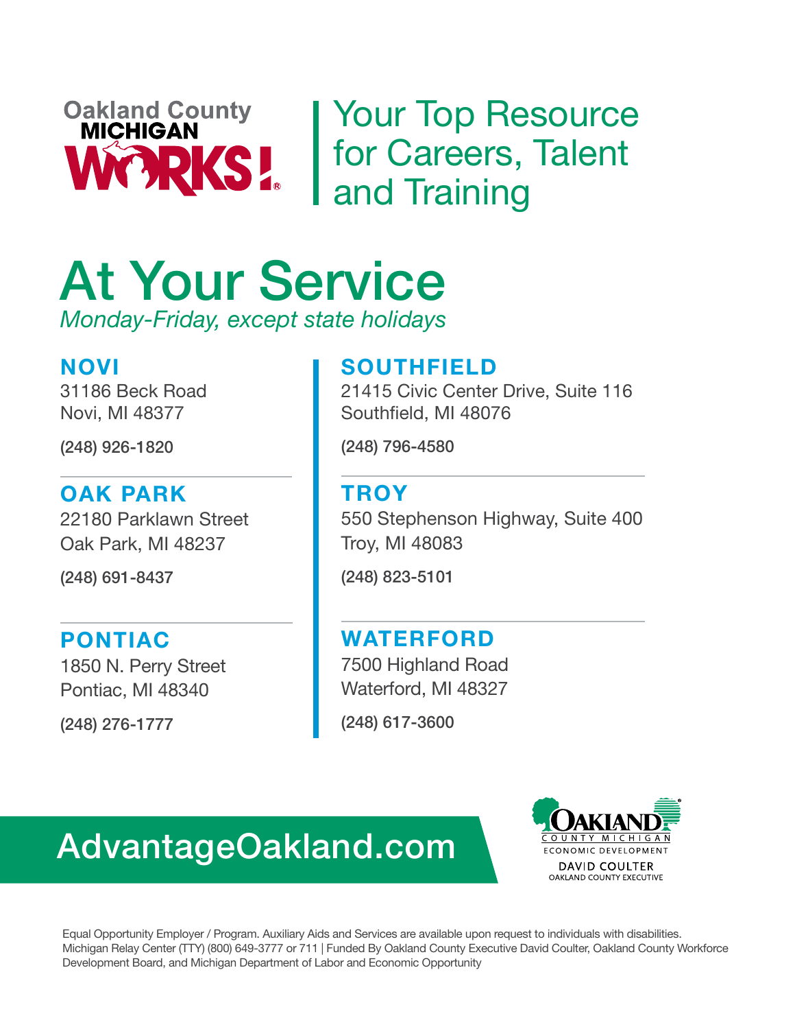Oakland County MICHIGAN WORKS!®

Your Top Resource for Careers, Talent and Training

# At Your Service

*Monday-Friday, except state holidays*

### NOVI

31186 Beck Road
Novi, MI 48377

(248) 926-1820

### OAK PARK

22180 Parklawn Street
Oak Park, MI 48237

(248) 691-8437

### PONTIAC

1850 N. Perry Street
Pontiac, MI 48340

(248) 276-1777

### SOUTHFIELD

21415 Civic Center Drive, Suite 116
Southfield, MI 48076

(248) 796-4580

### TROY

550 Stephenson Highway, Suite 400
Troy, MI 48083

(248) 823-5101

### WATERFORD

7500 Highland Road
Waterford, MI 48327

(248) 617-3600

## AdvantageOakland.com

OAKLAND COUNTY MICHIGAN
ECONOMIC DEVELOPMENT
DAVID COULTER
OAKLAND COUNTY EXECUTIVE

Equal Opportunity Employer / Program. Auxiliary Aids and Services are available upon request to individuals with disabilities. Michigan Relay Center (TTY) (800) 649-3777 or 711 | Funded By Oakland County Executive David Coulter, Oakland County Workforce Development Board, and Michigan Department of Labor and Economic Opportunity